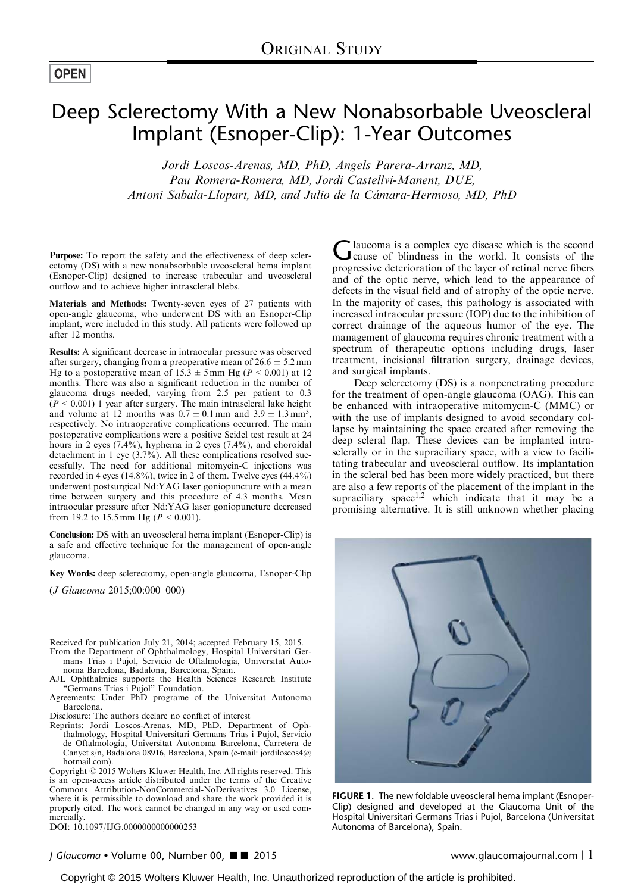ORIGINAL STUDY

OPEN

# Deep Sclerectomy With a New Nonabsorbable Uveoscleral Implant (Esnoper-Clip): 1-Year Outcomes

*Jordi Loscos-Arenas, MD, PhD, Angels Parera-Arranz, MD, Pau Romera-Romera, MD, Jordi Castellvi-Manent, DUE, Antoni Sabala-Llopart, MD, and Julio de la Cámara-Hermoso, MD, PhD*

**Purpose:** To report the safety and the effectiveness of deep sclerectomy (DS) with a new nonabsorbable uveoscleral hema implant (Esnoper-Clip) designed to increase trabecular and uveoscleral outflow and to achieve higher intrascleral blebs.

**Materials and Methods:** Twenty-seven eyes of 27 patients with open-angle glaucoma, who underwent DS with an Esnoper-Clip implant, were included in this study. All patients were followed up after 12 months.

**Results:** A significant decrease in intraocular pressure was observed after surgery, changing from a preoperative mean of 26.6 ± 5.2 mm Hg to a postoperative mean of 15.3 ± 5 mm Hg ($P < 0.001$) at 12 months. There was also a significant reduction in the number of glaucoma drugs needed, varying from 2.5 per patient to 0.3 ($P < 0.001$) 1 year after surgery. The main intrascleral lake height and volume at 12 months was 0.7 ± 0.1 mm and 3.9 ± 1.3 $mm^3$, respectively. No intraoperative complications occurred. The main postoperative complications were a positive Seidel test result at 24 hours in 2 eyes (7.4%), hyphema in 2 eyes (7.4%), and choroidal detachment in 1 eye (3.7%). All these complications resolved successfully. The need for additional mitomycin-C injections was recorded in 4 eyes (14.8%), twice in 2 of them. Twelve eyes (44.4%) underwent postsurgical Nd:YAG laser goniopuncture with a mean time between surgery and this procedure of 4.3 months. Mean intraocular pressure after Nd:YAG laser goniopuncture decreased from 19.2 to 15.5 mm Hg ($P < 0.001$).

**Conclusion:** DS with an uveoscleral hema implant (Esnoper-Clip) is a safe and effective technique for the management of open-angle glaucoma.

**Key Words:** deep sclerectomy, open-angle glaucoma, Esnoper-Clip

(*J Glaucoma* 2015;00:000–000)

Received for publication July 21, 2014; accepted February 15, 2015.

From the Department of Ophthalmology, Hospital Universitari Germans Trias i Pujol, Servicio de Oftalmología, Universitat Autonoma Barcelona, Badalona, Barcelona, Spain.

AJL Ophthalmics supports the Health Sciences Research Institute "Germans Trias i Pujol" Foundation.

Agreements: Under PhD programe of the Universitat Autonoma Barcelona.

Disclosure: The authors declare no conflict of interest

Reprints: Jordi Loscos-Arenas, MD, PhD, Department of Ophthalmology, Hospital Universitari Germans Trias i Pujol, Servicio de Oftalmología, Universitat Autonoma Barcelona, Carretera de Canyet s/n, Badalona 08916, Barcelona, Spain (e-mail: jordiloscos4@hotmail.com).

Copyright © 2015 Wolters Kluwer Health, Inc. All rights reserved. This is an open-access article distributed under the terms of the Creative Commons Attribution-NonCommercial-NoDerivatives 3.0 License, where it is permissible to download and share the work provided it is properly cited. The work cannot be changed in any way or used commercially.

DOI: 10.1097/IJG.0000000000000253

Glaucoma is a complex eye disease which is the second cause of blindness in the world. It consists of the progressive deterioration of the layer of retinal nerve fibers and of the optic nerve, which lead to the appearance of defects in the visual field and of atrophy of the optic nerve. In the majority of cases, this pathology is associated with increased intraocular pressure (IOP) due to the inhibition of correct drainage of the aqueous humor of the eye. The management of glaucoma requires chronic treatment with a spectrum of therapeutic options including drugs, laser treatment, incisional filtration surgery, drainage devices, and surgical implants.

Deep sclerectomy (DS) is a nonpenetrating procedure for the treatment of open-angle glaucoma (OAG). This can be enhanced with intraoperative mitomycin-C (MMC) or with the use of implants designed to avoid secondary collapse by maintaining the space created after removing the deep scleral flap. These devices can be implanted intrasclerally or in the supraciliary space, with a view to facilitating trabecular and uveoscleral outflow. Its implantation in the scleral bed has been more widely practiced, but there are also a few reports of the placement of the implant in the supraciliary space[1,2] which indicate that it may be a promising alternative. It is still unknown whether placing

FIGURE 1. The new foldable uveoscleral hema implant (Esnoper-Clip) designed and developed at the Glaucoma Unit of the Hospital Universitari Germans Trias i Pujol, Barcelona (Universitat Autonoma of Barcelona), Spain.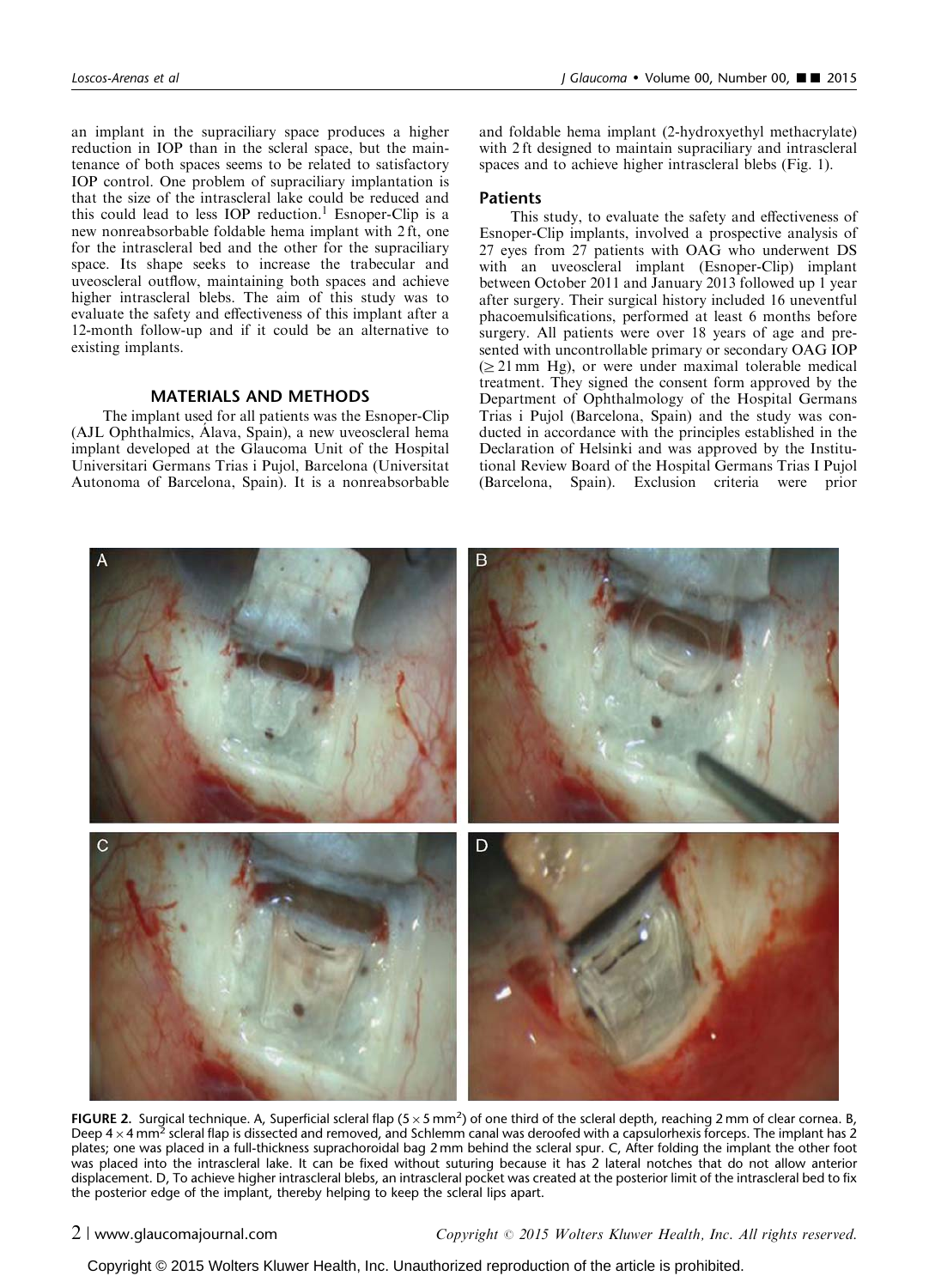an implant in the supraciliary space produces a higher reduction in IOP than in the scleral space, but the maintenance of both spaces seems to be related to satisfactory IOP control. One problem of supraciliary implantation is that the size of the intrascleral lake could be reduced and this could lead to less IOP reduction.[1] Esnoper-Clip is a new nonreabsorbable foldable hema implant with 2 ft, one for the intrascleral bed and the other for the supraciliary space. Its shape seeks to increase the trabecular and uveoscleral outflow, maintaining both spaces and achieve higher intrascleral blebs. The aim of this study was to evaluate the safety and effectiveness of this implant after a 12-month follow-up and if it could be an alternative to existing implants.

## MATERIALS AND METHODS

The implant used for all patients was the Esnoper-Clip (AJL Ophthalmics, Álava, Spain), a new uveoscleral hema implant developed at the Glaucoma Unit of the Hospital Universitari Germans Trias i Pujol, Barcelona (Universitat Autonoma of Barcelona, Spain). It is a nonreabsorbable and foldable hema implant (2-hydroxyethyl methacrylate) with 2 ft designed to maintain supraciliary and intrascleral spaces and to achieve higher intrascleral blebs (Fig. 1).

### Patients

This study, to evaluate the safety and effectiveness of Esnoper-Clip implants, involved a prospective analysis of 27 eyes from 27 patients with OAG who underwent DS with an uveoscleral implant (Esnoper-Clip) implant between October 2011 and January 2013 followed up 1 year after surgery. Their surgical history included 16 uneventful phacoemulsifications, performed at least 6 months before surgery. All patients were over 18 years of age and presented with uncontrollable primary or secondary OAG IOP ($\geq 21$ mm Hg), or were under maximal tolerable medical treatment. They signed the consent form approved by the Department of Ophthalmology of the Hospital Germans Trias i Pujol (Barcelona, Spain) and the study was conducted in accordance with the principles established in the Declaration of Helsinki and was approved by the Institutional Review Board of the Hospital Germans Trias I Pujol (Barcelona, Spain). Exclusion criteria were prior

FIGURE 2. Surgical technique. A, Superficial scleral flap ($5 \times 5$ mm$^2$) of one third of the scleral depth, reaching 2 mm of clear cornea. B, Deep $4 \times 4$ mm$^2$ scleral flap is dissected and removed, and Schlemm canal was deroofed with a capsulorhexis forceps. The implant has 2 plates; one was placed in a full-thickness suprachoroidal bag 2 mm behind the scleral spur. C, After folding the implant the other foot was placed into the intrascleral lake. It can be fixed without suturing because it has 2 lateral notches that do not allow anterior displacement. D, To achieve higher intrascleral blebs, an intrascleral pocket was created at the posterior limit of the intrascleral bed to fix the posterior edge of the implant, thereby helping to keep the scleral lips apart.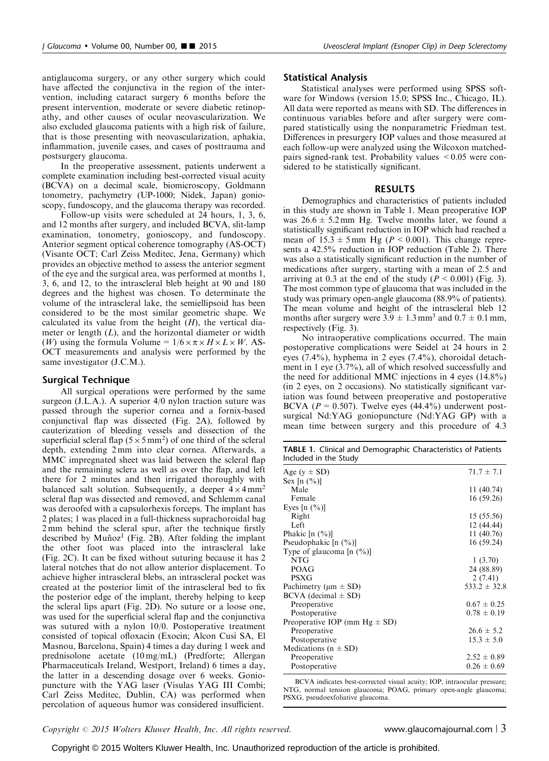antiglaucoma surgery, or any other surgery which could have affected the conjunctiva in the region of the intervention, including cataract surgery 6 months before the present intervention, moderate or severe diabetic retinopathy, and other causes of ocular neovascularization. We also excluded glaucoma patients with a high risk of failure, that is those presenting with neovascularization, aphakia, inflammation, juvenile cases, and cases of posttrauma and postsurgery glaucoma.

In the preoperative assessment, patients underwent a complete examination including best-corrected visual acuity (BCVA) on a decimal scale, biomicroscopy, Goldmann tonometry, pachymetry (UP-1000; Nidek, Japan) gonioscopy, fundoscopy, and the glaucoma therapy was recorded.

Follow-up visits were scheduled at 24 hours, 1, 3, 6, and 12 months after surgery, and included BCVA, slit-lamp examination, tonometry, gonioscopy, and fundoscopy. Anterior segment optical coherence tomography (AS-OCT) (Visante OCT; Carl Zeiss Meditec, Jena, Germany) which provides an objective method to assess the anterior segment of the eye and the surgical area, was performed at months 1, 3, 6, and 12, to the intrascleral bleb height at 90 and 180 degrees and the highest was chosen. To determinate the volume of the intrascleral lake, the semiellipsoid has been considered to be the most similar geometric shape. We calculated its value from the height ($H$), the vertical diameter or length ($L$), and the horizontal diameter or width ($W$) using the formula Volume $= 1/6 \times \pi \times H \times L \times W$. AS-OCT measurements and analysis were performed by the same investigator (J.C.M.).

## Surgical Technique

All surgical operations were performed by the same surgeon (J.L.A.). A superior 4/0 nylon traction suture was passed through the superior cornea and a fornix-based conjunctival flap was dissected (Fig. 2A), followed by cauterization of bleeding vessels and dissection of the superficial scleral flap ($5 \times 5\,mm^2$) of one third of the scleral depth, extending 2 mm into clear cornea. Afterwards, a MMC impregnated sheet was laid between the scleral flap and the remaining sclera as well as over the flap, and left there for 2 minutes and then irrigated thoroughly with balanced salt solution. Subsequently, a deeper $4 \times 4\,mm^2$ scleral flap was dissected and removed, and Schlemm canal was deroofed with a capsulorhexis forceps. The implant has 2 plates; 1 was placed in a full-thickness suprachoroidal bag 2 mm behind the scleral spur, after the technique firstly described by Muñoz[1] (Fig. 2B). After folding the implant the other foot was placed into the intrascleral lake (Fig. 2C). It can be fixed without suturing because it has 2 lateral notches that do not allow anterior displacement. To achieve higher intrascleral blebs, an intrascleral pocket was created at the posterior limit of the intrascleral bed to fix the posterior edge of the implant, thereby helping to keep the scleral lips apart (Fig. 2D). No suture or a loose one, was used for the superficial scleral flap and the conjunctiva was sutured with a nylon 10/0. Postoperative treatment consisted of topical ofloxacin (Exocin; Alcon Cusí SA, El Masnou, Barcelona, Spain) 4 times a day during 1 week and prednisolone acetate (10 mg/mL) (Predforte; Allergan Pharmaceuticals Ireland, Westport, Ireland) 6 times a day, the latter in a descending dosage over 6 weeks. Goniopuncture with the YAG laser (Visulas YAG III Combi; Carl Zeiss Meditec, Dublin, CA) was performed when percolation of aqueous humor was considered insufficient.

## Statistical Analysis

Statistical analyses were performed using SPSS software for Windows (version 15.0; SPSS Inc., Chicago, IL). All data were reported as means with SD. The differences in continuous variables before and after surgery were compared statistically using the nonparametric Friedman test. Differences in presurgery IOP values and those measured at each follow-up were analyzed using the Wilcoxon matched-pairs signed-rank test. Probability values $< 0.05$ were considered to be statistically significant.

## RESULTS

Demographics and characteristics of patients included in this study are shown in Table 1. Mean preoperative IOP was $26.6 \pm 5.2$ mm Hg. Twelve months later, we found a statistically significant reduction in IOP which had reached a mean of $15.3 \pm 5$ mm Hg ($P < 0.001$). This change represents a 42.5% reduction in IOP reduction (Table 2). There was also a statistically significant reduction in the number of medications after surgery, starting with a mean of 2.5 and arriving at 0.3 at the end of the study ($P < 0.001$) (Fig. 3). The most common type of glaucoma that was included in the study was primary open-angle glaucoma (88.9% of patients). The mean volume and height of the intrascleral bleb 12 months after surgery were $3.9 \pm 1.3\,mm^3$ and $0.7 \pm 0.1$ mm, respectively (Fig. 3).

No intraoperative complications occurred. The main postoperative complications were Seidel at 24 hours in 2 eyes (7.4%), hyphema in 2 eyes (7.4%), choroidal detachment in 1 eye (3.7%), all of which resolved successfully and the need for additional MMC injections in 4 eyes (14.8%) (in 2 eyes, on 2 occasions). No statistically significant variation was found between preoperative and postoperative BCVA ($P = 0.507$). Twelve eyes (44.4%) underwent postsurgical Nd:YAG goniopuncture (Nd:YAG GP) with a mean time between surgery and this procedure of 4.3

**TABLE 1.** Clinical and Demographic Characteristics of Patients Included in the Study

| | |
|---|---|
| Age (y ± SD) | 71.7 ± 7.1 |
| Sex [n (%)] | |
| Male | 11 (40.74) |
| Female | 16 (59.26) |
| Eyes [n (%)] | |
| Right | 15 (55.56) |
| Left | 12 (44.44) |
| Phakic [n (%)] | 11 (40.76) |
| Pseudophakic [n (%)] | 16 (59.24) |
| Type of glaucoma [n (%)] | |
| NTG | 1 (3.70) |
| POAG | 24 (88.89) |
| PSXG | 2 (7.41) |
| Pachymetry (μm ± SD) | 533.2 ± 32.8 |
| BCVA (decimal ± SD) | |
| Preoperative | 0.67 ± 0.25 |
| Postoperative | 0.78 ± 0.19 |
| Preoperative IOP (mm Hg ± SD) | |
| Preoperative | 26.6 ± 5.2 |
| Postoperative | 15.3 ± 5.0 |
| Medications (n ± SD) | |
| Preoperative | 2.52 ± 0.89 |
| Postoperative | 0.26 ± 0.69 |

BCVA indicates best-corrected visual acuity; IOP, intraocular pressure; NTG, normal tension glaucoma; POAG, primary open-angle glaucoma; PSXG, pseudoexfoliative glaucoma.

Copyright © 2015 Wolters Kluwer Health, Inc. Unauthorized reproduction of the article is prohibited.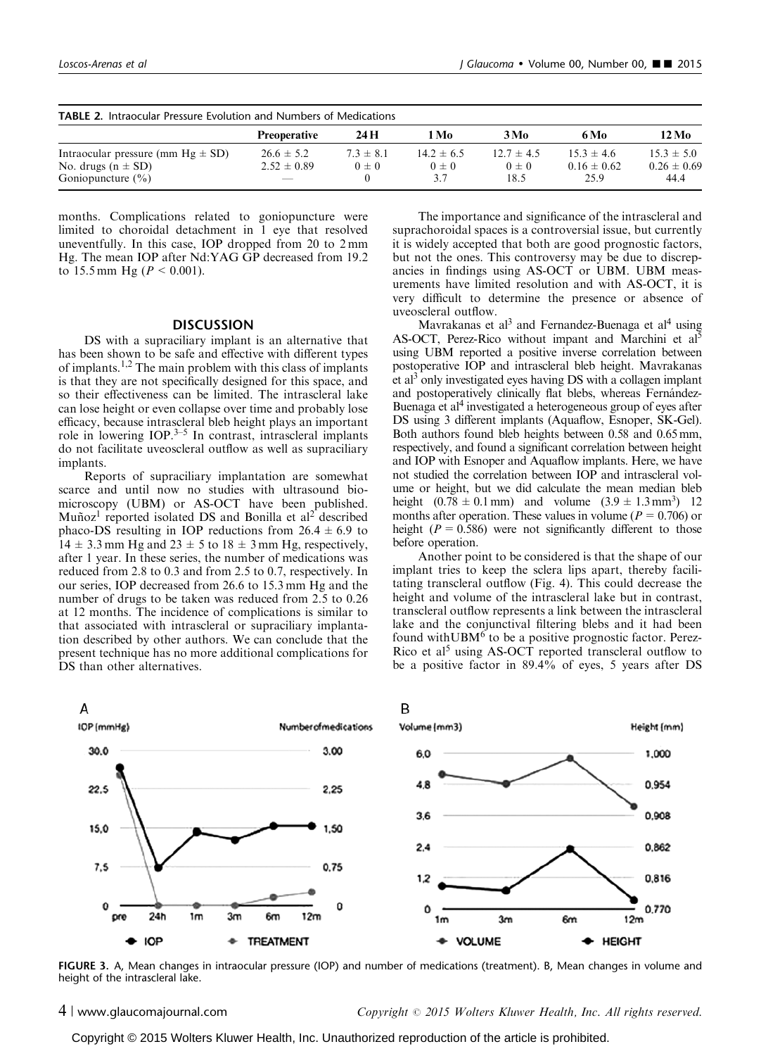**TABLE 2.** Intraocular Pressure Evolution and Numbers of Medications

| | Preoperative | 24 H | 1 Mo | 3 Mo | 6 Mo | 12 Mo |
|---|---|---|---|---|---|---|
| Intraocular pressure (mm Hg ± SD) | 26.6 ± 5.2 | 7.3 ± 8.1 | 14.2 ± 6.5 | 12.7 ± 4.5 | 15.3 ± 4.6 | 15.3 ± 5.0 |
| No. drugs (n ± SD) | 2.52 ± 0.89 | 0 ± 0 | 0 ± 0 | 0 ± 0 | 0.16 ± 0.62 | 0.26 ± 0.69 |
| Goniopuncture (%) | — | 0 | 3.7 | 18.5 | 25.9 | 44.4 |

months. Complications related to goniopuncture were limited to choroidal detachment in 1 eye that resolved uneventfully. In this case, IOP dropped from 20 to 2 mm Hg. The mean IOP after Nd:YAG GP decreased from 19.2 to 15.5 mm Hg ($P < 0.001$).

## DISCUSSION

DS with a supraciliary implant is an alternative that has been shown to be safe and effective with different types of implants.[1,2] The main problem with this class of implants is that they are not specifically designed for this space, and so their effectiveness can be limited. The intrascleral lake can lose height or even collapse over time and probably lose efficacy, because intrascleral bleb height plays an important role in lowering IOP.[3–5] In contrast, intrascleral implants do not facilitate uveoscleral outflow as well as supraciliary implants.

Reports of supraciliary implantation are somewhat scarce and until now no studies with ultrasound biomicroscopy (UBM) or AS-OCT have been published. Muñoz[1] reported isolated DS and Bonilla et al[2] described phaco-DS resulting in IOP reductions from 26.4 ± 6.9 to 14 ± 3.3 mm Hg and 23 ± 5 to 18 ± 3 mm Hg, respectively, after 1 year. In these series, the number of medications was reduced from 2.8 to 0.3 and from 2.5 to 0.7, respectively. In our series, IOP decreased from 26.6 to 15.3 mm Hg and the number of drugs to be taken was reduced from 2.5 to 0.26 at 12 months. The incidence of complications is similar to that associated with intrascleral or supraciliary implantation described by other authors. We can conclude that the present technique has no more additional complications for DS than other alternatives.

The importance and significance of the intrascleral and suprachoroidal spaces is a controversial issue, but currently it is widely accepted that both are good prognostic factors, but not the ones. This controversy may be due to discrepancies in findings using AS-OCT or UBM. UBM measurements have limited resolution and with AS-OCT, it is very difficult to determine the presence or absence of uveoscleral outflow.

Mavrakanas et al[3] and Fernandez-Buenaga et al[4] using AS-OCT, Perez-Rico without impant and Marchini et al[5] using UBM reported a positive inverse correlation between postoperative IOP and intrascleral bleb height. Mavrakanas et al[3] only investigated eyes having DS with a collagen implant and postoperatively clinically flat blebs, whereas Fernández-Buenaga et al[4] investigated a heterogeneous group of eyes after DS using 3 different implants (Aquaflow, Esnoper, SK-Gel). Both authors found bleb heights between 0.58 and 0.65 mm, respectively, and found a significant correlation between height and IOP with Esnoper and Aquaflow implants. Here, we have not studied the correlation between IOP and intrascleral volume or height, but we did calculate the mean median bleb height (0.78 ± 0.1 mm) and volume (3.9 ± 1.3 mm$^3$) 12 months after operation. These values in volume ($P = 0.706$) or height ($P = 0.586$) were not significantly different to those before operation.

Another point to be considered is that the shape of our implant tries to keep the sclera lips apart, thereby facilitating transcleral outflow (Fig. 4). This could decrease the height and volume of the intrascleral lake but in contrast, transcleral outflow represents a link between the intrascleral lake and the conjunctival filtering blebs and it had been found withUBM[6] to be a positive prognostic factor. Perez-Rico et al[5] using AS-OCT reported transcleral outflow to be a positive factor in 89.4% of eyes, 5 years after DS

**FIGURE 3.** A, Mean changes in intraocular pressure (IOP) and number of medications (treatment). B, Mean changes in volume and height of the intrascleral lake.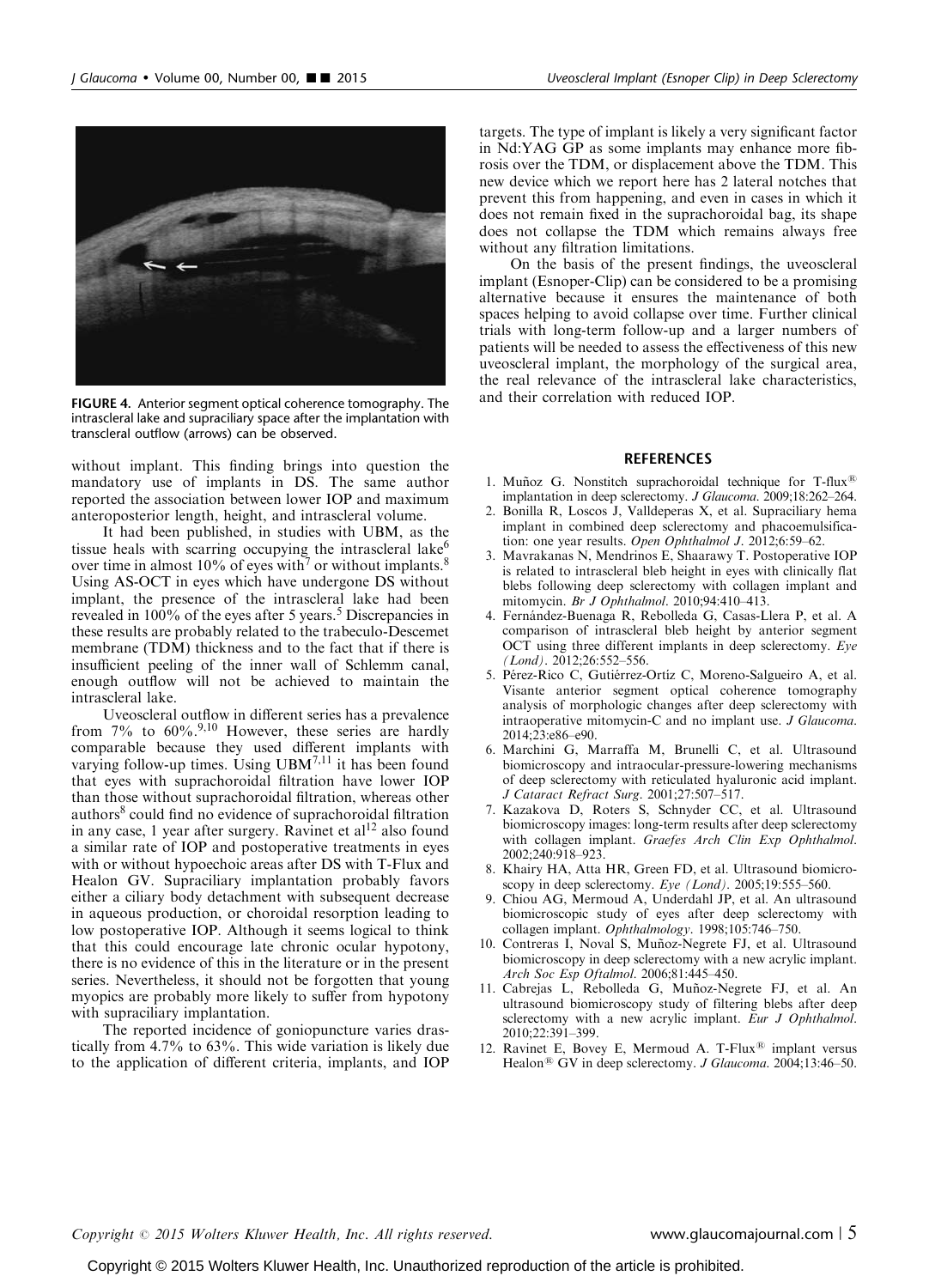FIGURE 4. Anterior segment optical coherence tomography. The intrascleral lake and supraciliary space after the implantation with transcleral outflow (arrows) can be observed.

without implant. This finding brings into question the mandatory use of implants in DS. The same author reported the association between lower IOP and maximum anteroposterior length, height, and intrascleral volume.

It had been published, in studies with UBM, as the tissue heals with scarring occupying the intrascleral lake[6] over time in almost 10% of eyes with[7] or without implants.[8] Using AS-OCT in eyes which have undergone DS without implant, the presence of the intrascleral lake had been revealed in 100% of the eyes after 5 years.[5] Discrepancies in these results are probably related to the trabeculo-Descemet membrane (TDM) thickness and to the fact that if there is insufficient peeling of the inner wall of Schlemm canal, enough outflow will not be achieved to maintain the intrascleral lake.

Uveoscleral outflow in different series has a prevalence from 7% to 60%.[9,10] However, these series are hardly comparable because they used different implants with varying follow-up times. Using UBM[7,11] it has been found that eyes with suprachoroidal filtration have lower IOP than those without suprachoroidal filtration, whereas other authors[8] could find no evidence of suprachoroidal filtration in any case, 1 year after surgery. Ravinet et al[12] also found a similar rate of IOP and postoperative treatments in eyes with or without hypoechoic areas after DS with T-Flux and Healon GV. Supraciliary implantation probably favors either a ciliary body detachment with subsequent decrease in aqueous production, or choroidal resorption leading to low postoperative IOP. Although it seems logical to think that this could encourage late chronic ocular hypotony, there is no evidence of this in the literature or in the present series. Nevertheless, it should not be forgotten that young myopics are probably more likely to suffer from hypotony with supraciliary implantation.

The reported incidence of goniopuncture varies drastically from 4.7% to 63%. This wide variation is likely due to the application of different criteria, implants, and IOP targets. The type of implant is likely a very significant factor in Nd:YAG GP as some implants may enhance more fibrosis over the TDM, or displacement above the TDM. This new device which we report here has 2 lateral notches that prevent this from happening, and even in cases in which it does not remain fixed in the suprachoroidal bag, its shape does not collapse the TDM which remains always free without any filtration limitations.

On the basis of the present findings, the uveoscleral implant (Esnoper-Clip) can be considered to be a promising alternative because it ensures the maintenance of both spaces helping to avoid collapse over time. Further clinical trials with long-term follow-up and a larger numbers of patients will be needed to assess the effectiveness of this new uveoscleral implant, the morphology of the surgical area, the real relevance of the intrascleral lake characteristics, and their correlation with reduced IOP.

## REFERENCES

1. Muñoz G. Nonstitch suprachoroidal technique for T-flux® implantation in deep sclerectomy. *J Glaucoma*. 2009;18:262–264.
2. Bonilla R, Loscos J, Valldeperas X, et al. Supraciliary hema implant in combined deep sclerectomy and phacoemulsification: one year results. *Open Ophthalmol J*. 2012;6:59–62.
3. Mavrakanas N, Mendrinos E, Shaarawy T. Postoperative IOP is related to intrascleral bleb height in eyes with clinically flat blebs following deep sclerectomy with collagen implant and mitomycin. *Br J Ophthalmol*. 2010;94:410–413.
4. Fernández-Buenaga R, Rebolleda G, Casas-Llera P, et al. A comparison of intrascleral bleb height by anterior segment OCT using three different implants in deep sclerectomy. *Eye (Lond)*. 2012;26:552–556.
5. Pérez-Rico C, Gutiérrez-Ortíz C, Moreno-Salgueiro A, et al. Visante anterior segment optical coherence tomography analysis of morphologic changes after deep sclerectomy with intraoperative mitomycin-C and no implant use. *J Glaucoma*. 2014;23:e86–e90.
6. Marchini G, Marraffa M, Brunelli C, et al. Ultrasound biomicroscopy and intraocular-pressure-lowering mechanisms of deep sclerectomy with reticulated hyaluronic acid implant. *J Cataract Refract Surg*. 2001;27:507–517.
7. Kazakova D, Roters S, Schnyder CC, et al. Ultrasound biomicroscopy images: long-term results after deep sclerectomy with collagen implant. *Graefes Arch Clin Exp Ophthalmol*. 2002;240:918–923.
8. Khairy HA, Atta HR, Green FD, et al. Ultrasound biomicroscopy in deep sclerectomy. *Eye (Lond)*. 2005;19:555–560.
9. Chiou AG, Mermoud A, Underdahl JP, et al. An ultrasound biomicroscopic study of eyes after deep sclerectomy with collagen implant. *Ophthalmology*. 1998;105:746–750.
10. Contreras I, Noval S, Muñoz-Negrete FJ, et al. Ultrasound biomicroscopy in deep sclerectomy with a new acrylic implant. *Arch Soc Esp Oftalmol*. 2006;81:445–450.
11. Cabrejas L, Rebolleda G, Muñoz-Negrete FJ, et al. An ultrasound biomicroscopy study of filtering blebs after deep sclerectomy with a new acrylic implant. *Eur J Ophthalmol*. 2010;22:391–399.
12. Ravinet E, Bovey E, Mermoud A. T-Flux® implant versus Healon® GV in deep sclerectomy. *J Glaucoma*. 2004;13:46–50.

Copyright © 2015 Wolters Kluwer Health, Inc. Unauthorized reproduction of the article is prohibited.